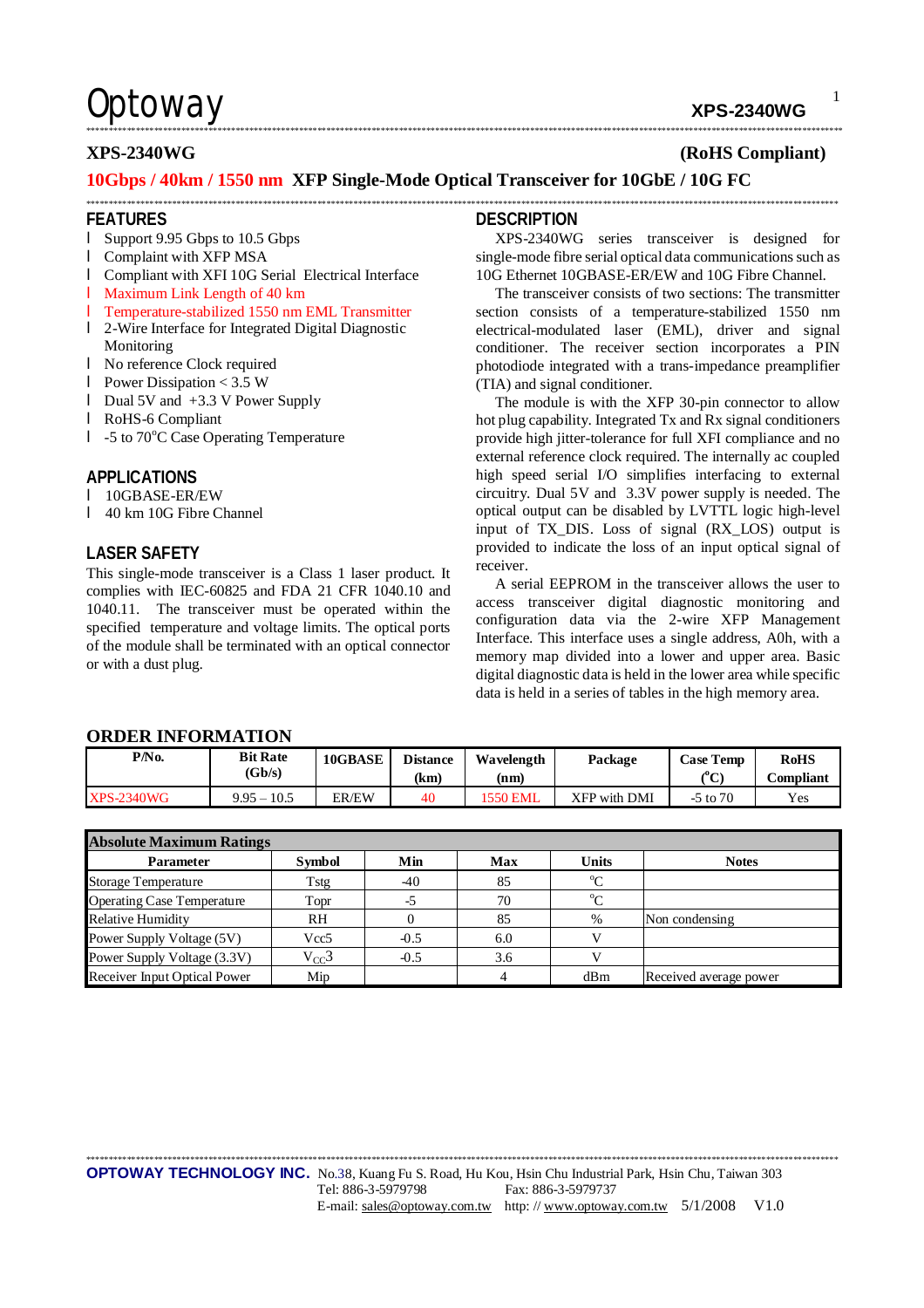# XPS-2340WG (RoHS Compliant)

## 10Gbps / 40km / 1550 nm XFP Single-Mode Optical Transceiver for 10GbE / 10G FC

## FEATURES

- Support 9.95 Gbps to 10.5 Gbps
- Complaint with XFP MSA
- Compliant with XFI 10G Serial Electrical Interface
- Maximum Link Length of 40 km
- Temperature-stabilized 1550 nm EML Transmitter
- 2-Wire Interface for Integrated Digital Diagnostic Monitoring
- No reference Clock required
- Power Dissipation < 3.5 W
- Dual 5V and +3.3 V Power Supply
- RoHS-6 Compliant
- -5 to 70°C Case Operating Temperature

## APPLICATIONS

- 10GBASE-ER/EW
- 40 km 10G Fibre Channel

## LASER SAFETY

This single-mode transceiver is a Class 1 laser product. It complies with IEC-60825 and FDA 21 CFR 1040.10 and 1040.11. The transceiver must be operated within the specified temperature and voltage limits. The optical ports of the module shall be terminated with an optical connector or with a dust plug.

## DESCRIPTION

XPS-2340WG series transceiver is designed for single-mode fibre serial optical data communications such as 10G Ethernet 10GBASE-ER/EW and 10G Fibre Channel.

The transceiver consists of two sections: The transmitter section consists of a temperature-stabilized 1550 nm electrical-modulated laser (EML), driver and signal conditioner. The receiver section incorporates a PIN photodiode integrated with a trans-impedance preamplifier (TIA) and signal conditioner.

The module is with the XFP 30-pin connector to allow hot plug capability. Integrated Tx and Rx signal conditioners provide high jitter-tolerance for full XFI compliance and no external reference clock required. The internally ac coupled high speed serial I/O simplifies interfacing to external circuitry. Dual 5V and 3.3V power supply is needed. The optical output can be disabled by LVTTL logic high-level input of TX_DIS. Loss of signal (RX_LOS) output is provided to indicate the loss of an input optical signal of receiver.

A serial EEPROM in the transceiver allows the user to access transceiver digital diagnostic monitoring and configuration data via the 2-wire XFP Management Interface. This interface uses a single address, A0h, with a memory map divided into a lower and upper area. Basic digital diagnostic data is held in the lower area while specific data is held in a series of tables in the high memory area.

## ORDER INFORMATION

| P/No. | Bit Rate (Gb/s) | 10GBASE | Distance (km) | Wavelength (nm) | Package | Case Temp (°C) | RoHS Compliant |
|---|---|---|---|---|---|---|---|
| XPS-2340WG | 9.95 – 10.5 | ER/EW | 40 | 1550 EML | XFP with DMI | -5 to 70 | Yes |

| Absolute Maximum Ratings | | | | | |
|---|---|---|---|---|---|
| **Parameter** | **Symbol** | **Min** | **Max** | **Units** | **Notes** |
| Storage Temperature | Tstg | -40 | 85 | °C | |
| Operating Case Temperature | Topr | -5 | 70 | °C | |
| Relative Humidity | RH | 0 | 85 | % | Non condensing |
| Power Supply Voltage (5V) | Vcc5 | -0.5 | 6.0 | V | |
| Power Supply Voltage (3.3V) | $V_{CC}3$ | -0.5 | 3.6 | V | |
| Receiver Input Optical Power | Mip | | 4 | dBm | Received average power |

**OPTOWAY TECHNOLOGY INC.** No.38, Kuang Fu S. Road, Hu Kou, Hsin Chu Industrial Park, Hsin Chu, Taiwan 303
Tel: 886-3-5979798 Fax: 886-3-5979737
E-mail: sales@optoway.com.tw http: // www.optoway.com.tw 5/1/2008 V1.0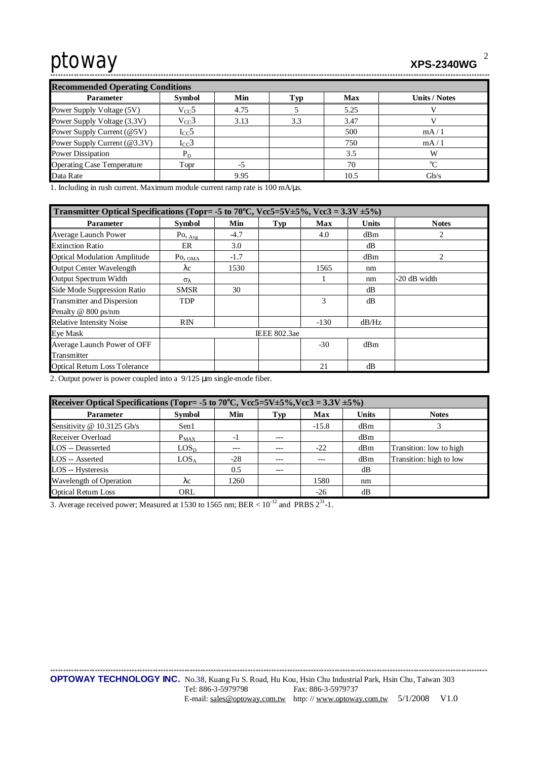| Recommended Operating Conditions | | | | | |
|---|---|---|---|---|---|
| **Parameter** | **Symbol** | **Min** | **Typ** | **Max** | **Units / Notes** |
| Power Supply Voltage (5V) | $V_{CC}5$ | 4.75 | 5 | 5.25 | V |
| Power Supply Voltage (3.3V) | $V_{CC}3$ | 3.13 | 3.3 | 3.47 | V |
| Power Supply Current (@5V) | $I_{CC}5$ | | | 500 | mA / 1 |
| Power Supply Current (@3.3V) | $I_{CC}3$ | | | 750 | mA / 1 |
| Power Dissipation | $P_D$ | | | 3.5 | W |
| Operating Case Temperature | Topr | -5 | | 70 | °C |
| Data Rate | | 9.95 | | 10.5 | Gb/s |

1. Including in rush current. Maximum module current ramp rate is 100 mA/μs.

| Transmitter Optical Specifications (Topr= -5 to 70°C, Vcc5=5V±5%, Vcc3 = 3.3V ±5%) | | | | | | |
|---|---|---|---|---|---|---|
| **Parameter** | **Symbol** | **Min** | **Typ** | **Max** | **Units** | **Notes** |
| Average Launch Power | $Po,_{Avg}$ | -4.7 | | 4.0 | dBm | 2 |
| Extinction Ratio | ER | 3.0 | | | dB | |
| Optical Modulation Amplitude | $Po,_{OMA}$ | -1.7 | | | dBm | 2 |
| Output Center Wavelength | $\lambda c$ | 1530 | | 1565 | nm | |
| Output Spectrum Width | $\sigma_\lambda$ | | | 1 | nm | -20 dB width |
| Side Mode Suppression Ratio | SMSR | 30 | | | dB | |
| Transmitter and Dispersion Penalty @ 800 ps/nm | TDP | | | 3 | dB | |
| Relative Intensity Noise | RIN | | | -130 | dB/Hz | |
| Eye Mask | | | IEEE 802.3ae | | | |
| Average Launch Power of OFF Transmitter | | | | -30 | dBm | |
| Optical Return Loss Tolerance | | | | 21 | dB | |

2. Output power is power coupled into a 9/125 μm single-mode fiber.

| Receiver Optical Specifications (Topr= -5 to 70°C, Vcc5=5V±5%,Vcc3 = 3.3V ±5%) | | | | | | |
|---|---|---|---|---|---|---|
| **Parameter** | **Symbol** | **Min** | **Typ** | **Max** | **Units** | **Notes** |
| Sensitivity @ 10.3125 Gb/s | Sen1 | | | -15.8 | dBm | 3 |
| Receiver Overload | $P_{MAX}$ | -1 | --- | | dBm | |
| LOS -- Deasserted | $LOS_D$ | --- | --- | -22 | dBm | Transition: low to high |
| LOS -- Asserted | $LOS_A$ | -28 | --- | --- | dBm | Transition: high to low |
| LOS -- Hysteresis | | 0.5 | --- | | dB | |
| Wavelength of Operation | $\lambda c$ | 1260 | | 1580 | nm | |
| Optical Return Loss | ORL | | | -26 | dB | |

3. Average received power; Measured at 1530 to 1565 nm; BER < $10^{-12}$ and PRBS $2^{31}$-1.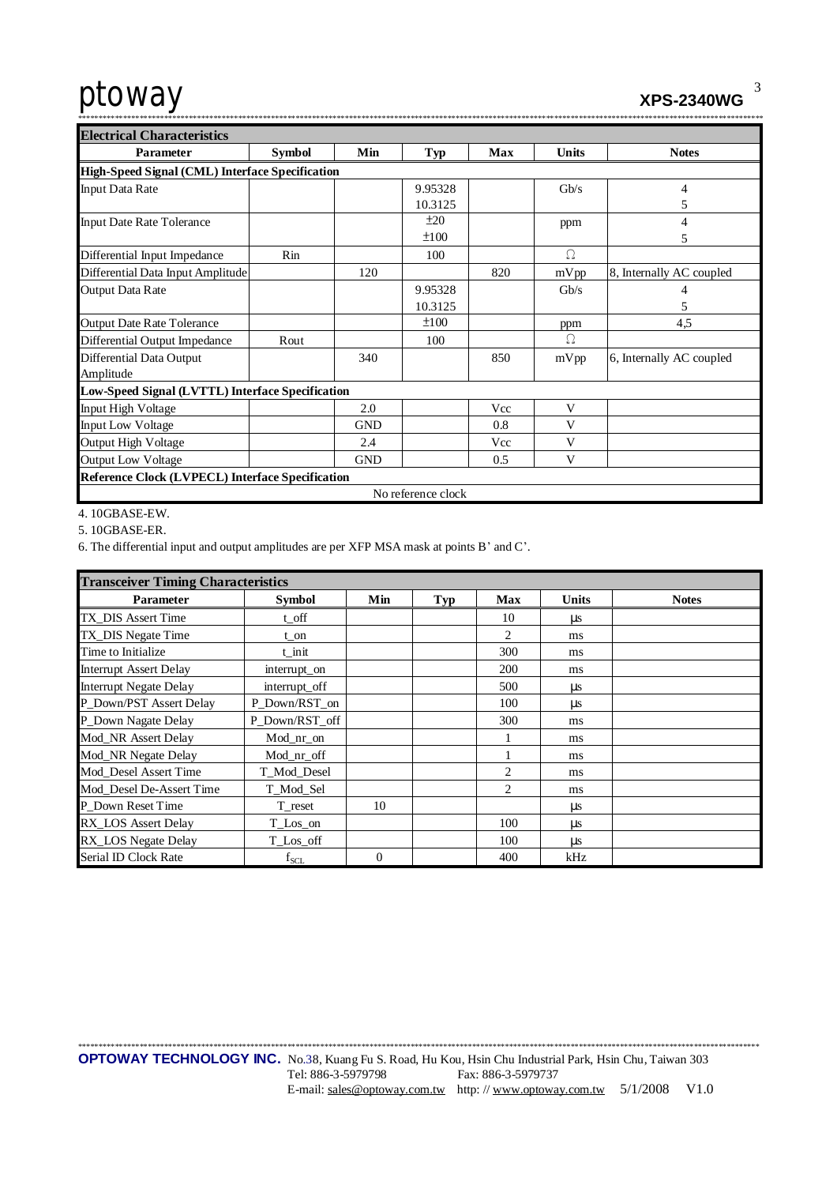## Electrical Characteristics

| Parameter | Symbol | Min | Typ | Max | Units | Notes |
|---|---|---|---|---|---|---|
| **High-Speed Signal (CML) Interface Specification** | | | | | | |
| Input Data Rate | | | 9.95328<br>10.3125 | | Gb/s | 4<br>5 |
| Input Date Rate Tolerance | | | ±20<br>±100 | | ppm | 4<br>5 |
| Differential Input Impedance | Rin | | 100 | | Ω | |
| Differential Data Input Amplitude | | 120 | | 820 | mVpp | 8, Internally AC coupled |
| Output Data Rate | | | 9.95328<br>10.3125 | | Gb/s | 4<br>5 |
| Output Date Rate Tolerance | | | ±100 | | ppm | 4,5 |
| Differential Output Impedance | Rout | | 100 | | Ω | |
| Differential Data Output Amplitude | | 340 | | 850 | mVpp | 6, Internally AC coupled |
| **Low-Speed Signal (LVTTL) Interface Specification** | | | | | | |
| Input High Voltage | | 2.0 | | Vcc | V | |
| Input Low Voltage | | GND | | 0.8 | V | |
| Output High Voltage | | 2.4 | | Vcc | V | |
| Output Low Voltage | | GND | | 0.5 | V | |
| **Reference Clock (LVPECL) Interface Specification** | | | | | | |
| No reference clock | | | | | | |

4. 10GBASE-EW.

5. 10GBASE-ER.

6. The differential input and output amplitudes are per XFP MSA mask at points B' and C'.

## Transceiver Timing Characteristics

| Parameter | Symbol | Min | Typ | Max | Units | Notes |
|---|---|---|---|---|---|---|
| TX_DIS Assert Time | t_off | | | 10 | μs | |
| TX_DIS Negate Time | t_on | | | 2 | ms | |
| Time to Initialize | t_init | | | 300 | ms | |
| Interrupt Assert Delay | interrupt_on | | | 200 | ms | |
| Interrupt Negate Delay | interrupt_off | | | 500 | μs | |
| P_Down/PST Assert Delay | P_Down/RST_on | | | 100 | μs | |
| P_Down Nagate Delay | P_Down/RST_off | | | 300 | ms | |
| Mod_NR Assert Delay | Mod_nr_on | | | 1 | ms | |
| Mod_NR Negate Delay | Mod_nr_off | | | 1 | ms | |
| Mod_Desel Assert Time | T_Mod_Desel | | | 2 | ms | |
| Mod_Desel De-Assert Time | T_Mod_Sel | | | 2 | ms | |
| P_Down Reset Time | T_reset | 10 | | | μs | |
| RX_LOS Assert Delay | T_Los_on | | | 100 | μs | |
| RX_LOS Negate Delay | T_Los_off | | | 100 | μs | |
| Serial ID Clock Rate | $f_{SCL}$ | 0 | | 400 | kHz | |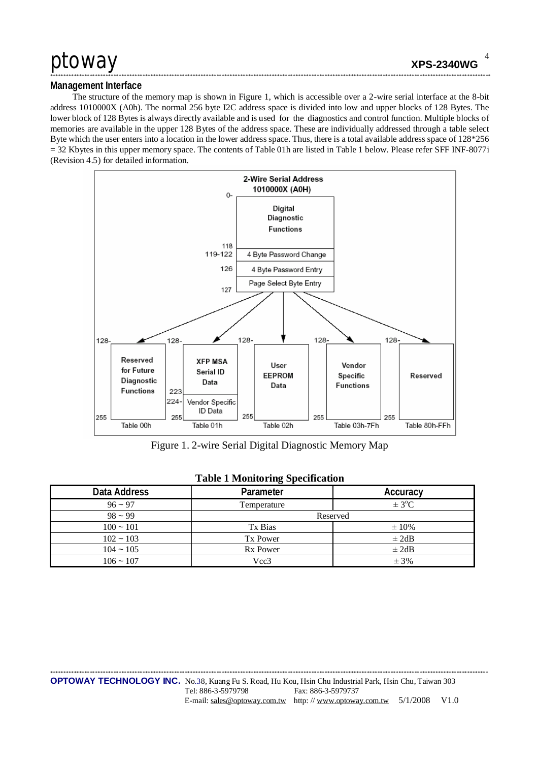## Management Interface

The structure of the memory map is shown in Figure 1, which is accessible over a 2-wire serial interface at the 8-bit address 1010000X (A0h). The normal 256 byte I2C address space is divided into low and upper blocks of 128 Bytes. The lower block of 128 Bytes is always directly available and is used for the diagnostics and control function. Multiple blocks of memories are available in the upper 128 Bytes of the address space. These are individually addressed through a table select Byte which the user enters into a location in the lower address space. Thus, there is a total available address space of 128*256 = 32 Kbytes in this upper memory space. The contents of Table 01h are listed in Table 1 below. Please refer SFF INF-8077i (Revision 4.5) for detailed information.

Figure 1. 2-wire Serial Digital Diagnostic Memory Map

**Table 1 Monitoring Specification**

| Data Address | Parameter | Accuracy |
|---|---|---|
| 96 ~ 97 | Temperature | ± 3°C |
| 98 ~ 99 | Reserved | |
| 100 ~ 101 | Tx Bias | ± 10% |
| 102 ~ 103 | Tx Power | ± 2dB |
| 104 ~ 105 | Rx Power | ± 2dB |
| 106 ~ 107 | Vcc3 | ± 3% |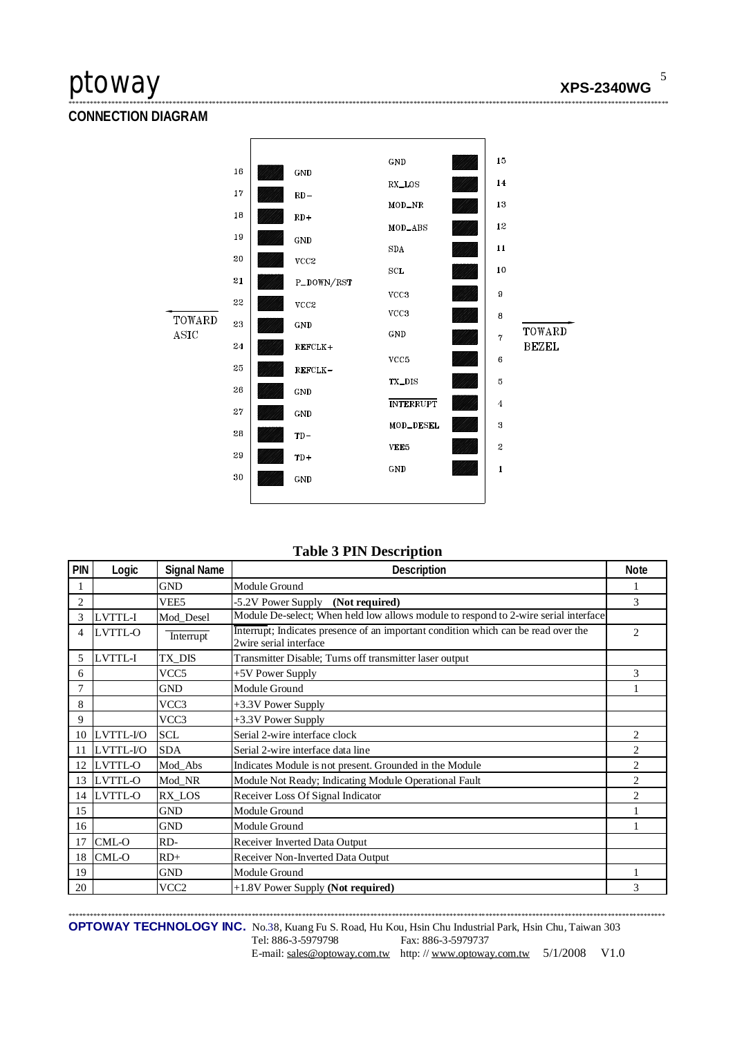## CONNECTION DIAGRAM

| Pin | Signal | | Signal | Pin |
|---|---|---|---|---|
| | | | GND | 15 |
| 16 | GND | | RX_LOS | 14 |
| 17 | RD− | | MOD_NR | 13 |
| 18 | RD+ | | MOD_ABS | 12 |
| 19 | GND | | SDA | 11 |
| 20 | VCC2 | | SCL | 10 |
| 21 | P_DOWN/RST | | VCC3 | 9 |
| 22 | VCC2 | | VCC3 | 8 |
| 23 | GND | | GND | 7 |
| 24 | REFCLK+ | | VCC5 | 6 |
| 25 | REFCLK− | | TX_DIS | 5 |
| 26 | GND | | INTERRUPT | 4 |
| 27 | GND | | MOD_DESEL | 3 |
| 28 | TD− | | VEE5 | 2 |
| 29 | TD+ | | GND | 1 |
| 30 | GND | | | |

← TOWARD ASIC | TOWARD BEZEL →

**Table 3 PIN Description**

| PIN | Logic | Signal Name | Description | Note |
|---|---|---|---|---|
| 1 | | GND | Module Ground | 1 |
| 2 | | VEE5 | -5.2V Power Supply **(Not required)** | 3 |
| 3 | LVTTL-I | Mod_Desel | Module De-select; When held low allows module to respond to 2-wire serial interface | |
| 4 | LVTTL-O | Interrupt | Interrupt; Indicates presence of an important condition which can be read over the 2wire serial interface | 2 |
| 5 | LVTTL-I | TX_DIS | Transmitter Disable; Turns off transmitter laser output | |
| 6 | | VCC5 | +5V Power Supply | 3 |
| 7 | | GND | Module Ground | 1 |
| 8 | | VCC3 | +3.3V Power Supply | |
| 9 | | VCC3 | +3.3V Power Supply | |
| 10 | LVTTL-I/O | SCL | Serial 2-wire interface clock | 2 |
| 11 | LVTTL-I/O | SDA | Serial 2-wire interface data line | 2 |
| 12 | LVTTL-O | Mod_Abs | Indicates Module is not present. Grounded in the Module | 2 |
| 13 | LVTTL-O | Mod_NR | Module Not Ready; Indicating Module Operational Fault | 2 |
| 14 | LVTTL-O | RX_LOS | Receiver Loss Of Signal Indicator | 2 |
| 15 | | GND | Module Ground | 1 |
| 16 | | GND | Module Ground | 1 |
| 17 | CML-O | RD- | Receiver Inverted Data Output | |
| 18 | CML-O | RD+ | Receiver Non-Inverted Data Output | |
| 19 | | GND | Module Ground | 1 |
| 20 | | VCC2 | +1.8V Power Supply **(Not required)** | 3 |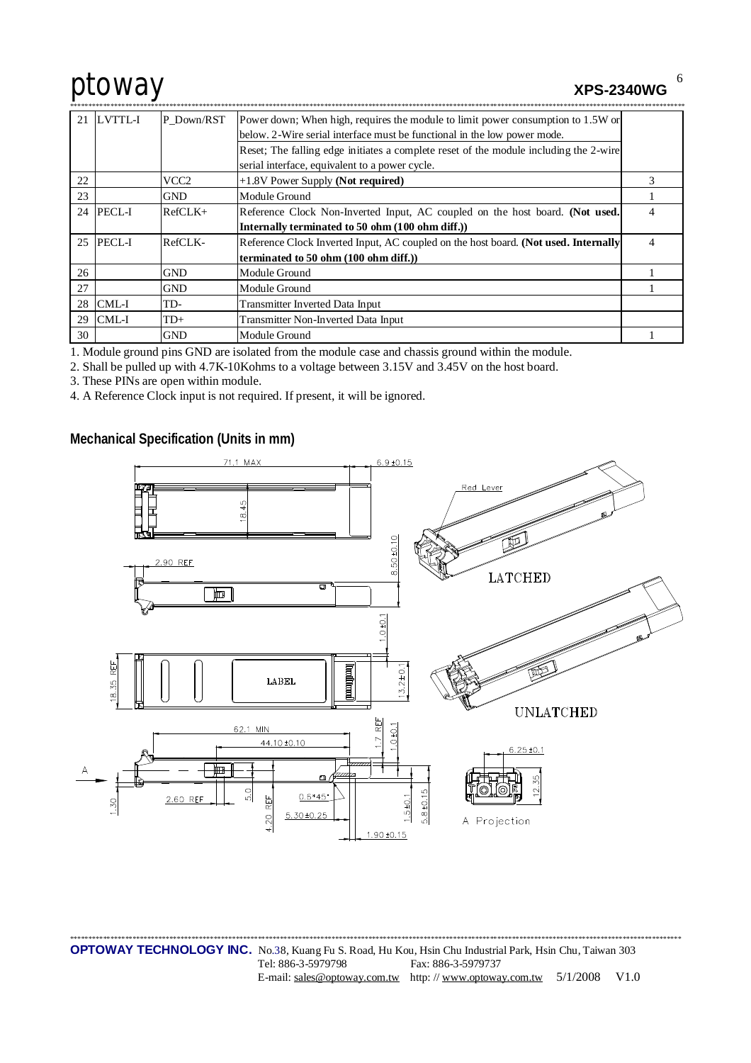| 21 | LVTTL-I | P_Down/RST | Power down; When high, requires the module to limit power consumption to 1.5W or below. 2-Wire serial interface must be functional in the low power mode. Reset; The falling edge initiates a complete reset of the module including the 2-wire serial interface, equivalent to a power cycle. | |
|---|---|---|---|---|
| 22 | | VCC2 | +1.8V Power Supply **(Not required)** | 3 |
| 23 | | GND | Module Ground | 1 |
| 24 | PECL-I | RefCLK+ | Reference Clock Non-Inverted Input, AC coupled on the host board. **(Not used. Internally terminated to 50 ohm (100 ohm diff.))** | 4 |
| 25 | PECL-I | RefCLK- | Reference Clock Inverted Input, AC coupled on the host board. **(Not used. Internally terminated to 50 ohm (100 ohm diff.))** | 4 |
| 26 | | GND | Module Ground | 1 |
| 27 | | GND | Module Ground | 1 |
| 28 | CML-I | TD- | Transmitter Inverted Data Input | |
| 29 | CML-I | TD+ | Transmitter Non-Inverted Data Input | |
| 30 | | GND | Module Ground | 1 |

1. Module ground pins GND are isolated from the module case and chassis ground within the module.
2. Shall be pulled up with 4.7K-10Kohms to a voltage between 3.15V and 3.45V on the host board.
3. These PINs are open within module.
4. A Reference Clock input is not required. If present, it will be ignored.

## Mechanical Specification (Units in mm)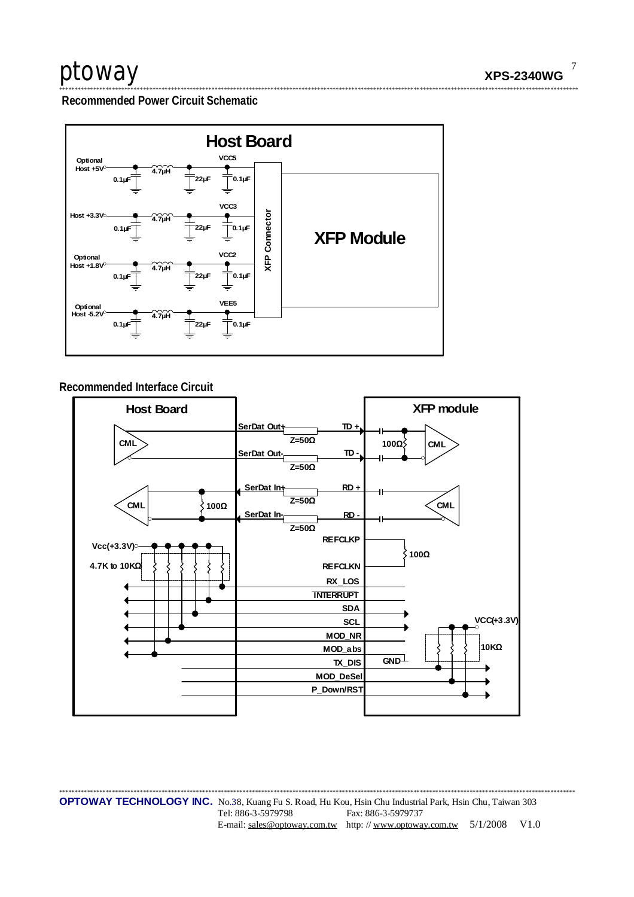## Recommended Power Circuit Schematic

Host Board

Optional Host +5V — 0.1µF — 4.7µH — 22µF — 0.1µF — VCC5

Host +3.3V — 0.1µF — 4.7µH — 22µF — 0.1µF — VCC3

Optional Host +1.8V — 0.1µF — 4.7µH — 22µF — 0.1µF — VCC2

Optional Host -5.2V — 0.1µF — 4.7µH — 22µF — 0.1µF — VEE5

XFP Connector

XFP Module

## Recommended Interface Circuit

Host Board

XFP module

CML — SerDat Out+ — Z=50Ω — TD + — 100Ω — CML

SerDat Out- — Z=50Ω — TD -

CML — 100Ω — SerDat In+ — Z=50Ω — RD + — CML

SerDat In- — Z=50Ω — RD -

REFCLKP — 100Ω — REFCLKN

Vcc(+3.3V)

4.7K to 10KΩ

RX_LOS

INTERRUPT

SDA

SCL

MOD_NR

MOD_abs — GND

TX_DIS

MOD_DeSel

P_Down/RST

VCC(+3.3V)

10KΩ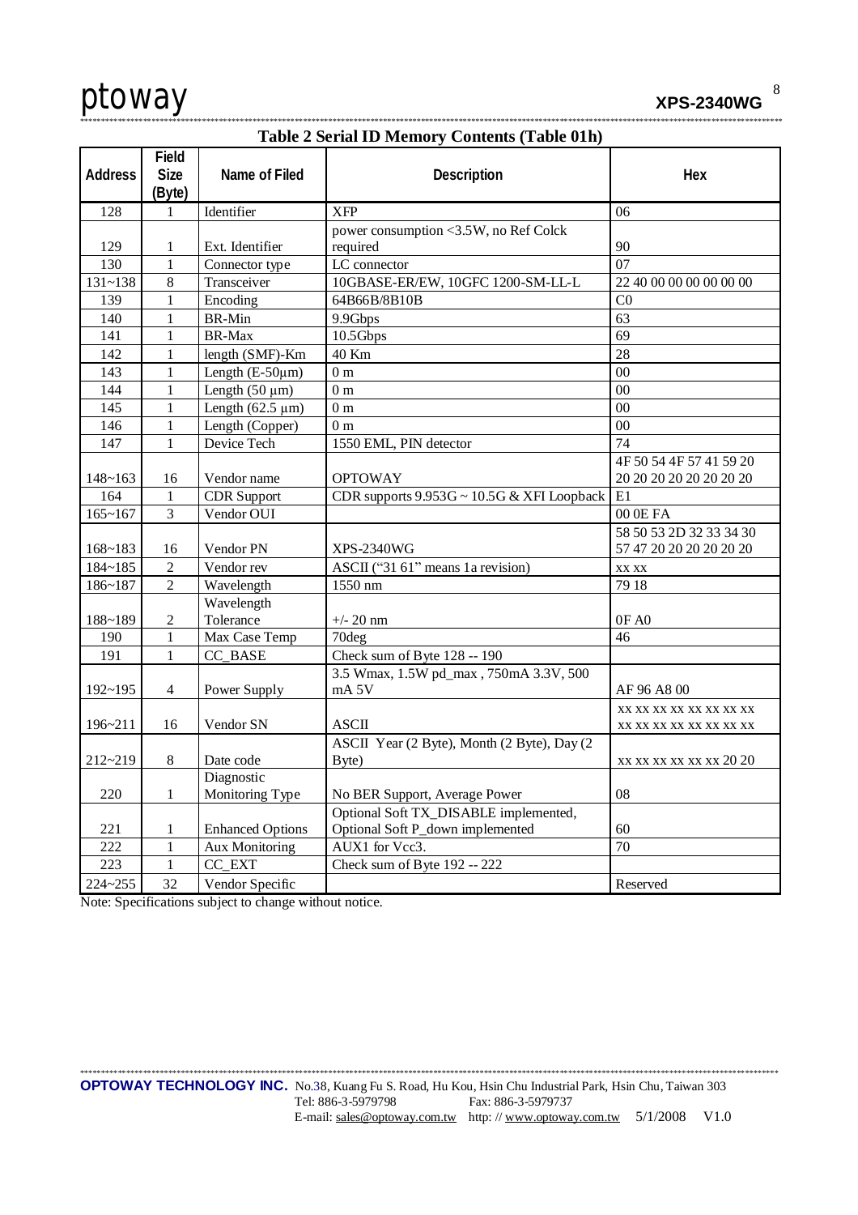**Table 2 Serial ID Memory Contents (Table 01h)**

| Address | Field Size (Byte) | Name of Filed | Description | Hex |
|---|---|---|---|---|
| 128 | 1 | Identifier | XFP | 06 |
| 129 | 1 | Ext. Identifier | power consumption <3.5W, no Ref Colck required | 90 |
| 130 | 1 | Connector type | LC connector | 07 |
| 131~138 | 8 | Transceiver | 10GBASE-ER/EW, 10GFC 1200-SM-LL-L | 22 40 00 00 00 00 00 00 |
| 139 | 1 | Encoding | 64B66B/8B10B | C0 |
| 140 | 1 | BR-Min | 9.9Gbps | 63 |
| 141 | 1 | BR-Max | 10.5Gbps | 69 |
| 142 | 1 | length (SMF)-Km | 40 Km | 28 |
| 143 | 1 | Length (E-50μm) | 0 m | 00 |
| 144 | 1 | Length (50 μm) | 0 m | 00 |
| 145 | 1 | Length (62.5 μm) | 0 m | 00 |
| 146 | 1 | Length (Copper) | 0 m | 00 |
| 147 | 1 | Device Tech | 1550 EML, PIN detector | 74 |
| 148~163 | 16 | Vendor name | OPTOWAY | 4F 50 54 4F 57 41 59 20 20 20 20 20 20 20 20 20 |
| 164 | 1 | CDR Support | CDR supports 9.953G ~ 10.5G & XFI Loopback | E1 |
| 165~167 | 3 | Vendor OUI | | 00 0E FA |
| 168~183 | 16 | Vendor PN | XPS-2340WG | 58 50 53 2D 32 33 34 30 57 47 20 20 20 20 20 20 |
| 184~185 | 2 | Vendor rev | ASCII ("31 61" means 1a revision) | xx xx |
| 186~187 | 2 | Wavelength | 1550 nm | 79 18 |
| 188~189 | 2 | Wavelength Tolerance | +/- 20 nm | 0F A0 |
| 190 | 1 | Max Case Temp | 70deg | 46 |
| 191 | 1 | CC_BASE | Check sum of Byte 128 -- 190 | |
| 192~195 | 4 | Power Supply | 3.5 Wmax, 1.5W pd_max , 750mA 3.3V, 500 mA 5V | AF 96 A8 00 |
| 196~211 | 16 | Vendor SN | ASCII | xx xx xx xx xx xx xx xx xx xx xx xx xx xx xx xx |
| 212~219 | 8 | Date code | ASCII Year (2 Byte), Month (2 Byte), Day (2 Byte) | xx xx xx xx xx xx 20 20 |
| 220 | 1 | Diagnostic Monitoring Type | No BER Support, Average Power | 08 |
| 221 | 1 | Enhanced Options | Optional Soft TX_DISABLE implemented, Optional Soft P_down implemented | 60 |
| 222 | 1 | Aux Monitoring | AUX1 for Vcc3. | 70 |
| 223 | 1 | CC_EXT | Check sum of Byte 192 -- 222 | |
| 224~255 | 32 | Vendor Specific | | Reserved |

Note: Specifications subject to change without notice.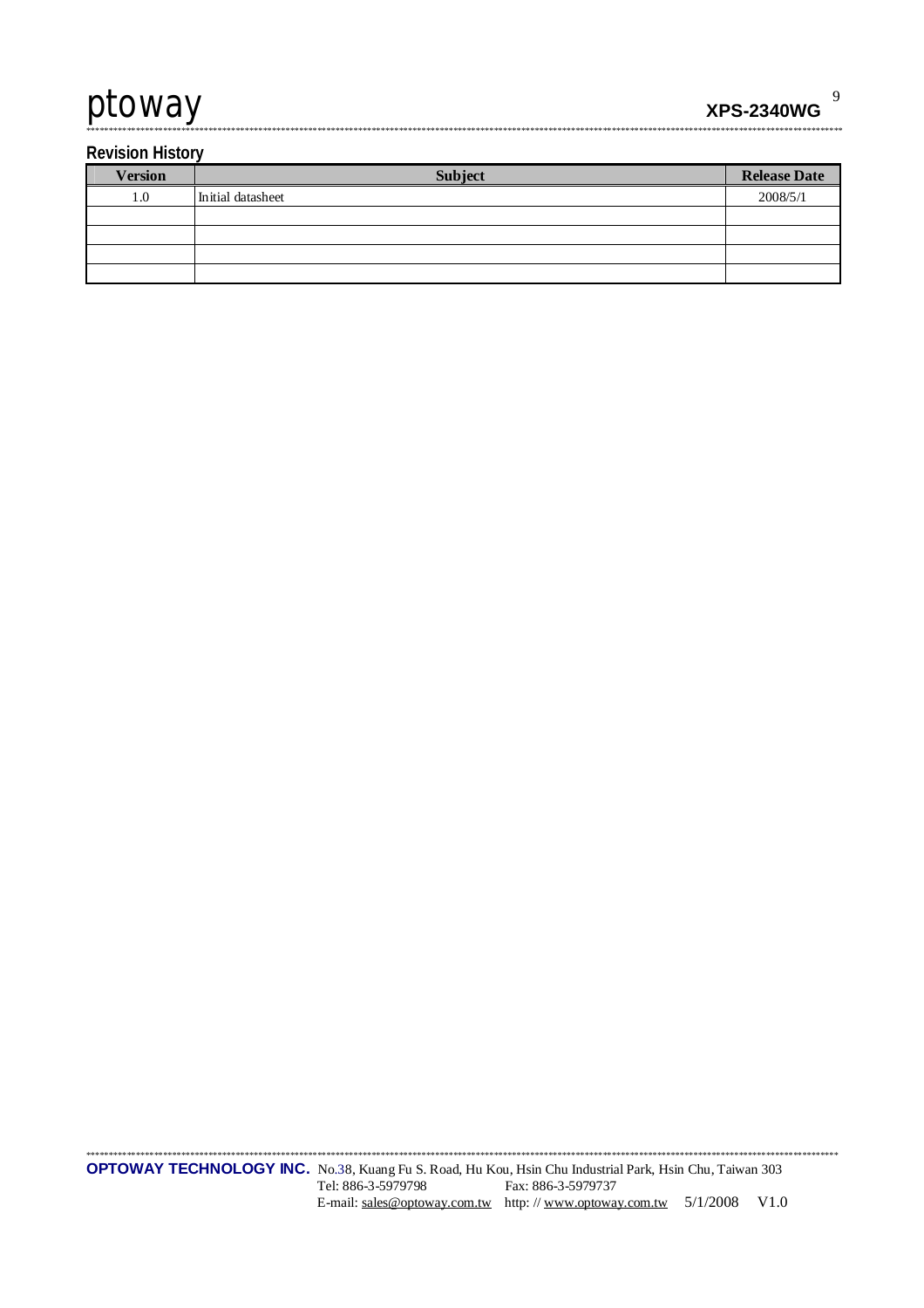## Revision History

| Version | Subject | Release Date |
|---|---|---|
| 1.0 | Initial datasheet | 2008/5/1 |
| | | |
| | | |
| | | |
| | | |